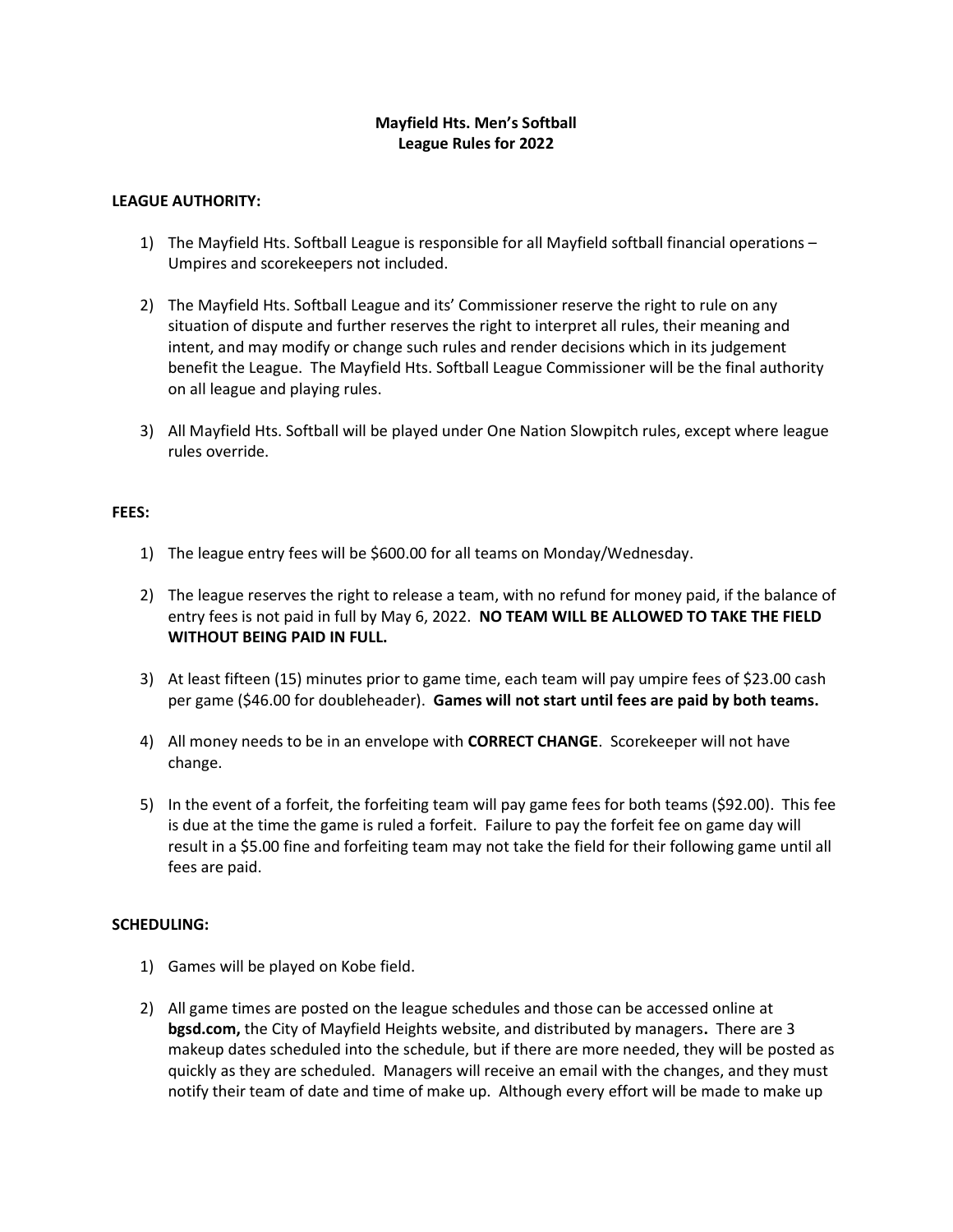# Mayfield Hts. Men's Softball
# League Rules for 2022

**LEAGUE AUTHORITY:**

1) The Mayfield Hts. Softball League is responsible for all Mayfield softball financial operations – Umpires and scorekeepers not included.

2) The Mayfield Hts. Softball League and its' Commissioner reserve the right to rule on any situation of dispute and further reserves the right to interpret all rules, their meaning and intent, and may modify or change such rules and render decisions which in its judgement benefit the League. The Mayfield Hts. Softball League Commissioner will be the final authority on all league and playing rules.

3) All Mayfield Hts. Softball will be played under One Nation Slowpitch rules, except where league rules override.

**FEES:**

1) The league entry fees will be $600.00 for all teams on Monday/Wednesday.

2) The league reserves the right to release a team, with no refund for money paid, if the balance of entry fees is not paid in full by May 6, 2022. **NO TEAM WILL BE ALLOWED TO TAKE THE FIELD WITHOUT BEING PAID IN FULL.**

3) At least fifteen (15) minutes prior to game time, each team will pay umpire fees of $23.00 cash per game ($46.00 for doubleheader). **Games will not start until fees are paid by both teams.**

4) All money needs to be in an envelope with **CORRECT CHANGE**. Scorekeeper will not have change.

5) In the event of a forfeit, the forfeiting team will pay game fees for both teams ($92.00). This fee is due at the time the game is ruled a forfeit. Failure to pay the forfeit fee on game day will result in a $5.00 fine and forfeiting team may not take the field for their following game until all fees are paid.

**SCHEDULING:**

1) Games will be played on Kobe field.

2) All game times are posted on the league schedules and those can be accessed online at **bgsd.com,** the City of Mayfield Heights website, and distributed by managers**.** There are 3 makeup dates scheduled into the schedule, but if there are more needed, they will be posted as quickly as they are scheduled. Managers will receive an email with the changes, and they must notify their team of date and time of make up. Although every effort will be made to make up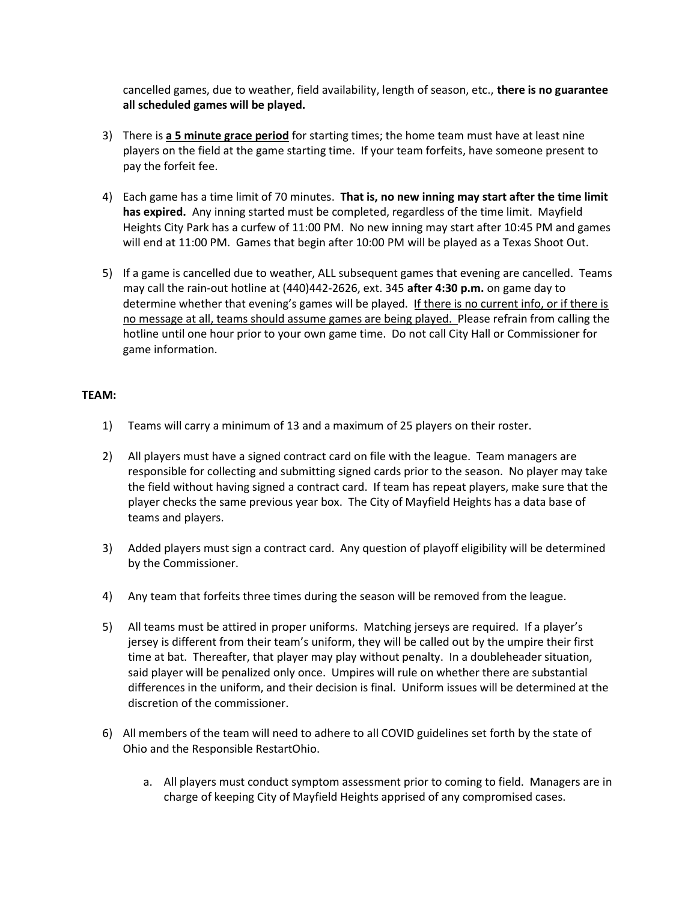cancelled games, due to weather, field availability, length of season, etc., **there is no guarantee all scheduled games will be played.**

3) There is **a 5 minute grace period** for starting times; the home team must have at least nine players on the field at the game starting time. If your team forfeits, have someone present to pay the forfeit fee.

4) Each game has a time limit of 70 minutes. **That is, no new inning may start after the time limit has expired.** Any inning started must be completed, regardless of the time limit. Mayfield Heights City Park has a curfew of 11:00 PM. No new inning may start after 10:45 PM and games will end at 11:00 PM. Games that begin after 10:00 PM will be played as a Texas Shoot Out.

5) If a game is cancelled due to weather, ALL subsequent games that evening are cancelled. Teams may call the rain-out hotline at (440)442-2626, ext. 345 **after 4:30 p.m.** on game day to determine whether that evening's games will be played. If there is no current info, or if there is no message at all, teams should assume games are being played. Please refrain from calling the hotline until one hour prior to your own game time. Do not call City Hall or Commissioner for game information.

**TEAM:**

1) Teams will carry a minimum of 13 and a maximum of 25 players on their roster.

2) All players must have a signed contract card on file with the league. Team managers are responsible for collecting and submitting signed cards prior to the season. No player may take the field without having signed a contract card. If team has repeat players, make sure that the player checks the same previous year box. The City of Mayfield Heights has a data base of teams and players.

3) Added players must sign a contract card. Any question of playoff eligibility will be determined by the Commissioner.

4) Any team that forfeits three times during the season will be removed from the league.

5) All teams must be attired in proper uniforms. Matching jerseys are required. If a player's jersey is different from their team's uniform, they will be called out by the umpire their first time at bat. Thereafter, that player may play without penalty. In a doubleheader situation, said player will be penalized only once. Umpires will rule on whether there are substantial differences in the uniform, and their decision is final. Uniform issues will be determined at the discretion of the commissioner.

6) All members of the team will need to adhere to all COVID guidelines set forth by the state of Ohio and the Responsible RestartOhio.

   a. All players must conduct symptom assessment prior to coming to field. Managers are in charge of keeping City of Mayfield Heights apprised of any compromised cases.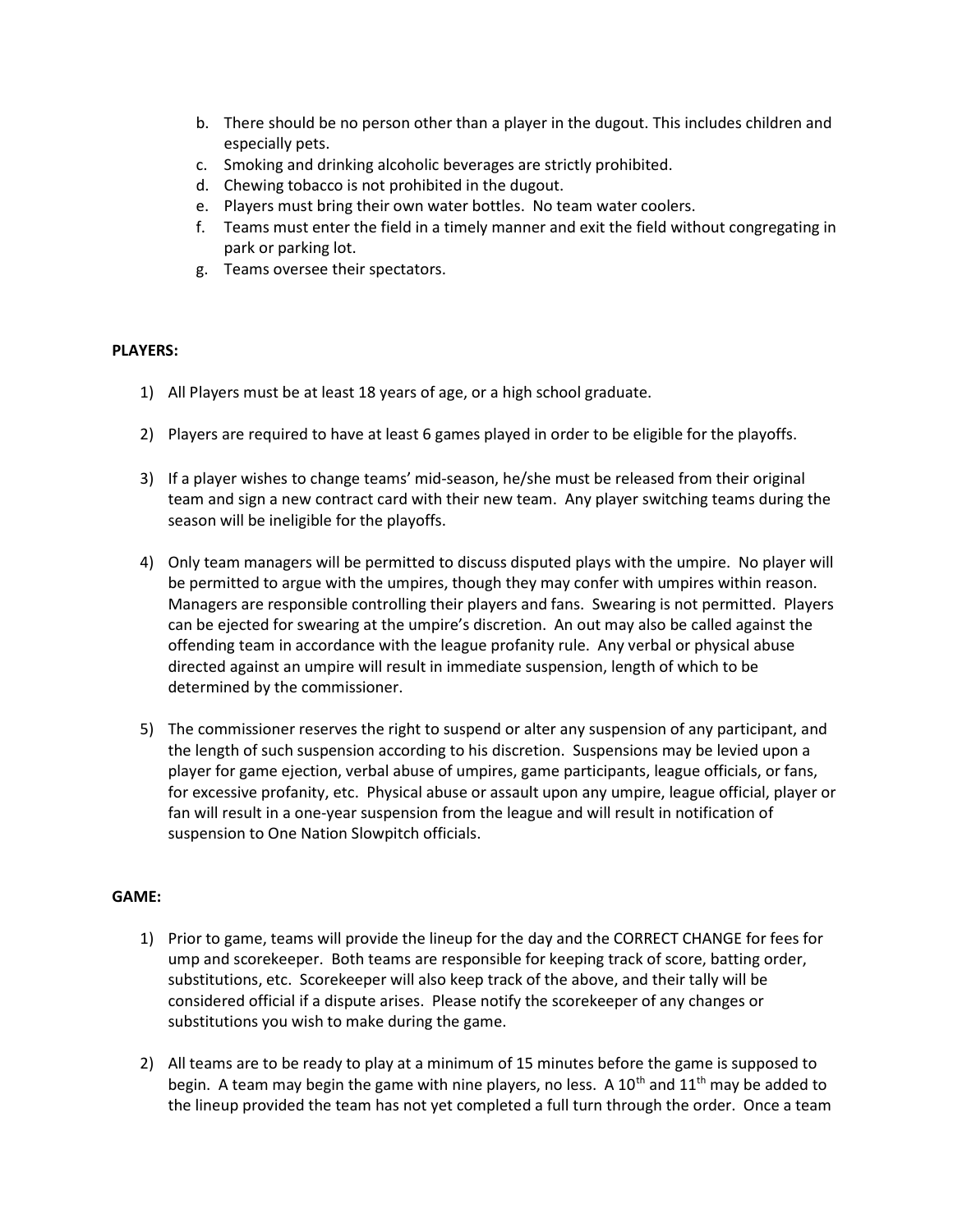b. There should be no person other than a player in the dugout. This includes children and especially pets.
c. Smoking and drinking alcoholic beverages are strictly prohibited.
d. Chewing tobacco is not prohibited in the dugout.
e. Players must bring their own water bottles. No team water coolers.
f. Teams must enter the field in a timely manner and exit the field without congregating in park or parking lot.
g. Teams oversee their spectators.

**PLAYERS:**

1) All Players must be at least 18 years of age, or a high school graduate.

2) Players are required to have at least 6 games played in order to be eligible for the playoffs.

3) If a player wishes to change teams' mid-season, he/she must be released from their original team and sign a new contract card with their new team. Any player switching teams during the season will be ineligible for the playoffs.

4) Only team managers will be permitted to discuss disputed plays with the umpire. No player will be permitted to argue with the umpires, though they may confer with umpires within reason. Managers are responsible controlling their players and fans. Swearing is not permitted. Players can be ejected for swearing at the umpire's discretion. An out may also be called against the offending team in accordance with the league profanity rule. Any verbal or physical abuse directed against an umpire will result in immediate suspension, length of which to be determined by the commissioner.

5) The commissioner reserves the right to suspend or alter any suspension of any participant, and the length of such suspension according to his discretion. Suspensions may be levied upon a player for game ejection, verbal abuse of umpires, game participants, league officials, or fans, for excessive profanity, etc. Physical abuse or assault upon any umpire, league official, player or fan will result in a one-year suspension from the league and will result in notification of suspension to One Nation Slowpitch officials.

**GAME:**

1) Prior to game, teams will provide the lineup for the day and the CORRECT CHANGE for fees for ump and scorekeeper. Both teams are responsible for keeping track of score, batting order, substitutions, etc. Scorekeeper will also keep track of the above, and their tally will be considered official if a dispute arises. Please notify the scorekeeper of any changes or substitutions you wish to make during the game.

2) All teams are to be ready to play at a minimum of 15 minutes before the game is supposed to begin. A team may begin the game with nine players, no less. A 10th and 11th may be added to the lineup provided the team has not yet completed a full turn through the order. Once a team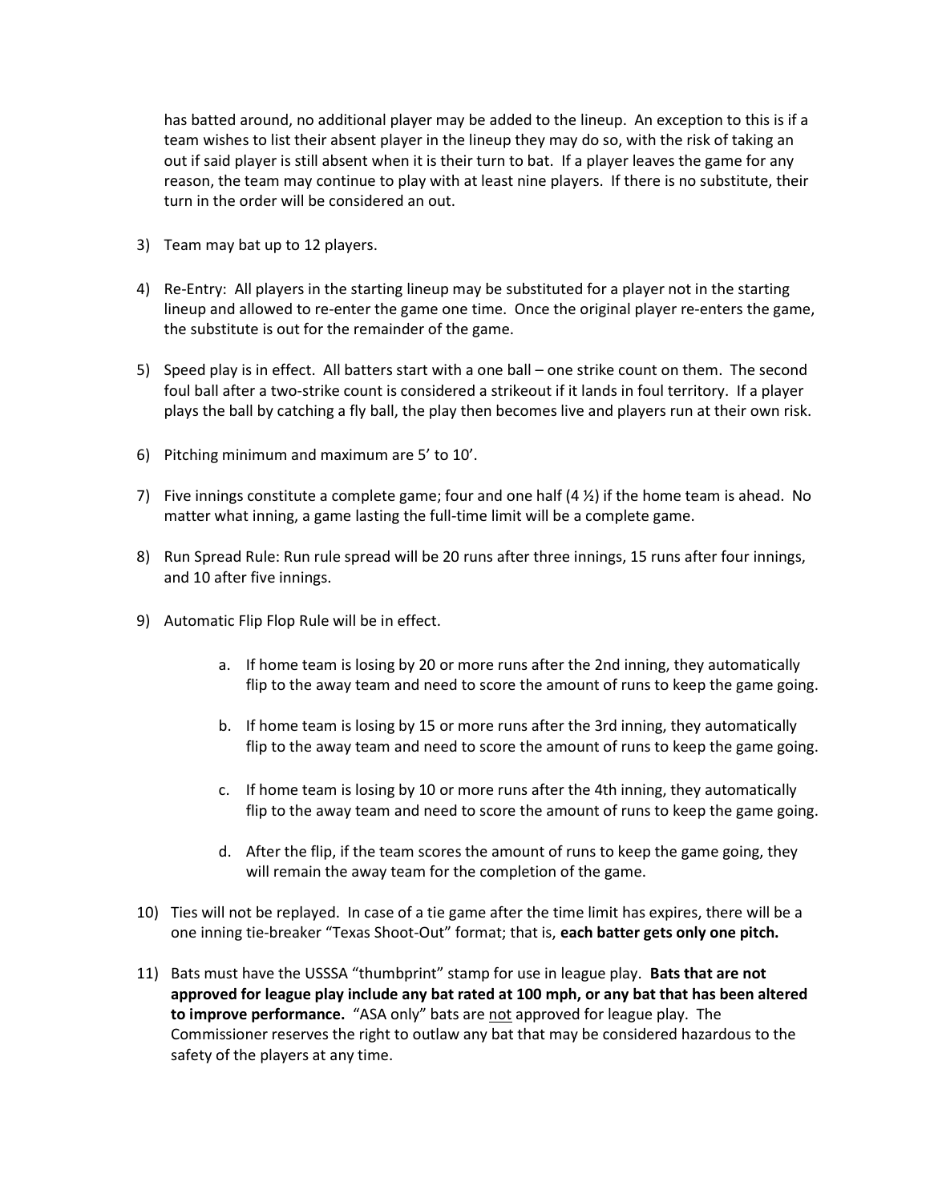has batted around, no additional player may be added to the lineup. An exception to this is if a team wishes to list their absent player in the lineup they may do so, with the risk of taking an out if said player is still absent when it is their turn to bat. If a player leaves the game for any reason, the team may continue to play with at least nine players. If there is no substitute, their turn in the order will be considered an out.

3) Team may bat up to 12 players.

4) Re-Entry: All players in the starting lineup may be substituted for a player not in the starting lineup and allowed to re-enter the game one time. Once the original player re-enters the game, the substitute is out for the remainder of the game.

5) Speed play is in effect. All batters start with a one ball – one strike count on them. The second foul ball after a two-strike count is considered a strikeout if it lands in foul territory. If a player plays the ball by catching a fly ball, the play then becomes live and players run at their own risk.

6) Pitching minimum and maximum are 5' to 10'.

7) Five innings constitute a complete game; four and one half (4 ½) if the home team is ahead. No matter what inning, a game lasting the full-time limit will be a complete game.

8) Run Spread Rule: Run rule spread will be 20 runs after three innings, 15 runs after four innings, and 10 after five innings.

9) Automatic Flip Flop Rule will be in effect.

    a. If home team is losing by 20 or more runs after the 2nd inning, they automatically flip to the away team and need to score the amount of runs to keep the game going.

    b. If home team is losing by 15 or more runs after the 3rd inning, they automatically flip to the away team and need to score the amount of runs to keep the game going.

    c. If home team is losing by 10 or more runs after the 4th inning, they automatically flip to the away team and need to score the amount of runs to keep the game going.

    d. After the flip, if the team scores the amount of runs to keep the game going, they will remain the away team for the completion of the game.

10) Ties will not be replayed. In case of a tie game after the time limit has expires, there will be a one inning tie-breaker "Texas Shoot-Out" format; that is, **each batter gets only one pitch.**

11) Bats must have the USSSA "thumbprint" stamp for use in league play. **Bats that are not approved for league play include any bat rated at 100 mph, or any bat that has been altered to improve performance.** "ASA only" bats are <u>not</u> approved for league play. The Commissioner reserves the right to outlaw any bat that may be considered hazardous to the safety of the players at any time.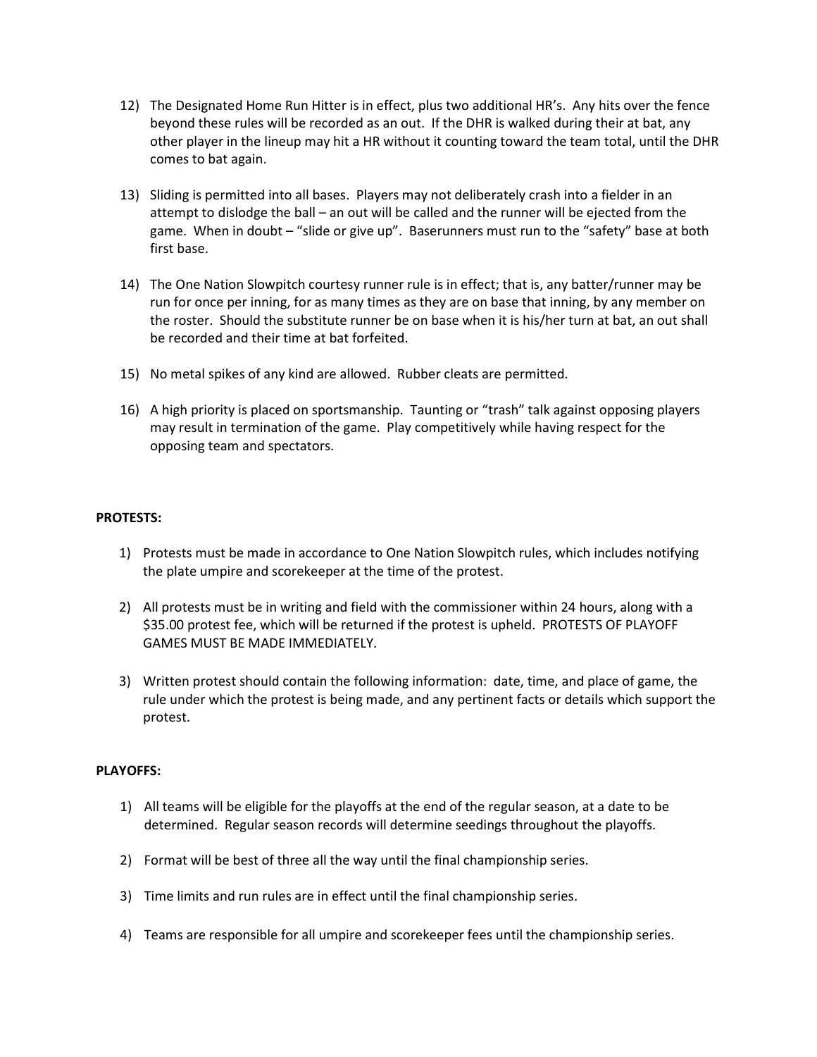12) The Designated Home Run Hitter is in effect, plus two additional HR's. Any hits over the fence beyond these rules will be recorded as an out. If the DHR is walked during their at bat, any other player in the lineup may hit a HR without it counting toward the team total, until the DHR comes to bat again.

13) Sliding is permitted into all bases. Players may not deliberately crash into a fielder in an attempt to dislodge the ball – an out will be called and the runner will be ejected from the game. When in doubt – "slide or give up". Baserunners must run to the "safety" base at both first base.

14) The One Nation Slowpitch courtesy runner rule is in effect; that is, any batter/runner may be run for once per inning, for as many times as they are on base that inning, by any member on the roster. Should the substitute runner be on base when it is his/her turn at bat, an out shall be recorded and their time at bat forfeited.

15) No metal spikes of any kind are allowed. Rubber cleats are permitted.

16) A high priority is placed on sportsmanship. Taunting or "trash" talk against opposing players may result in termination of the game. Play competitively while having respect for the opposing team and spectators.

**PROTESTS:**

1) Protests must be made in accordance to One Nation Slowpitch rules, which includes notifying the plate umpire and scorekeeper at the time of the protest.

2) All protests must be in writing and field with the commissioner within 24 hours, along with a $35.00 protest fee, which will be returned if the protest is upheld. PROTESTS OF PLAYOFF GAMES MUST BE MADE IMMEDIATELY.

3) Written protest should contain the following information: date, time, and place of game, the rule under which the protest is being made, and any pertinent facts or details which support the protest.

**PLAYOFFS:**

1) All teams will be eligible for the playoffs at the end of the regular season, at a date to be determined. Regular season records will determine seedings throughout the playoffs.

2) Format will be best of three all the way until the final championship series.

3) Time limits and run rules are in effect until the final championship series.

4) Teams are responsible for all umpire and scorekeeper fees until the championship series.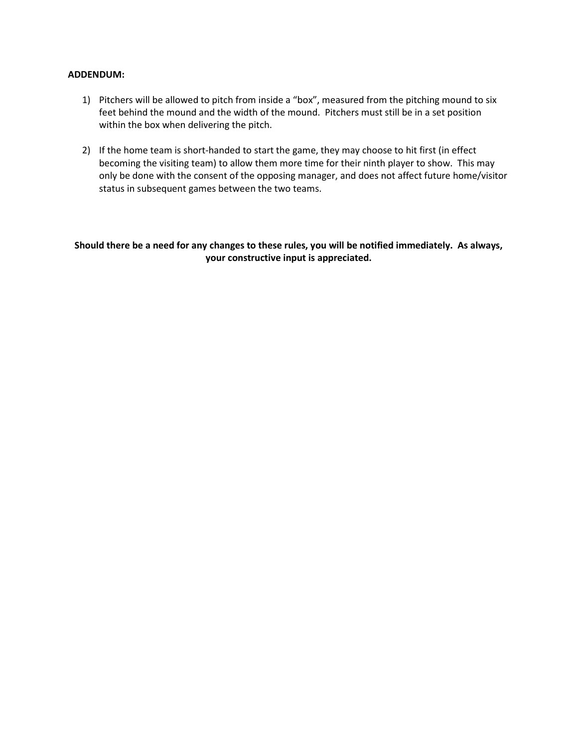**ADDENDUM:**

1) Pitchers will be allowed to pitch from inside a "box", measured from the pitching mound to six feet behind the mound and the width of the mound. Pitchers must still be in a set position within the box when delivering the pitch.

2) If the home team is short-handed to start the game, they may choose to hit first (in effect becoming the visiting team) to allow them more time for their ninth player to show. This may only be done with the consent of the opposing manager, and does not affect future home/visitor status in subsequent games between the two teams.

**Should there be a need for any changes to these rules, you will be notified immediately. As always, your constructive input is appreciated.**